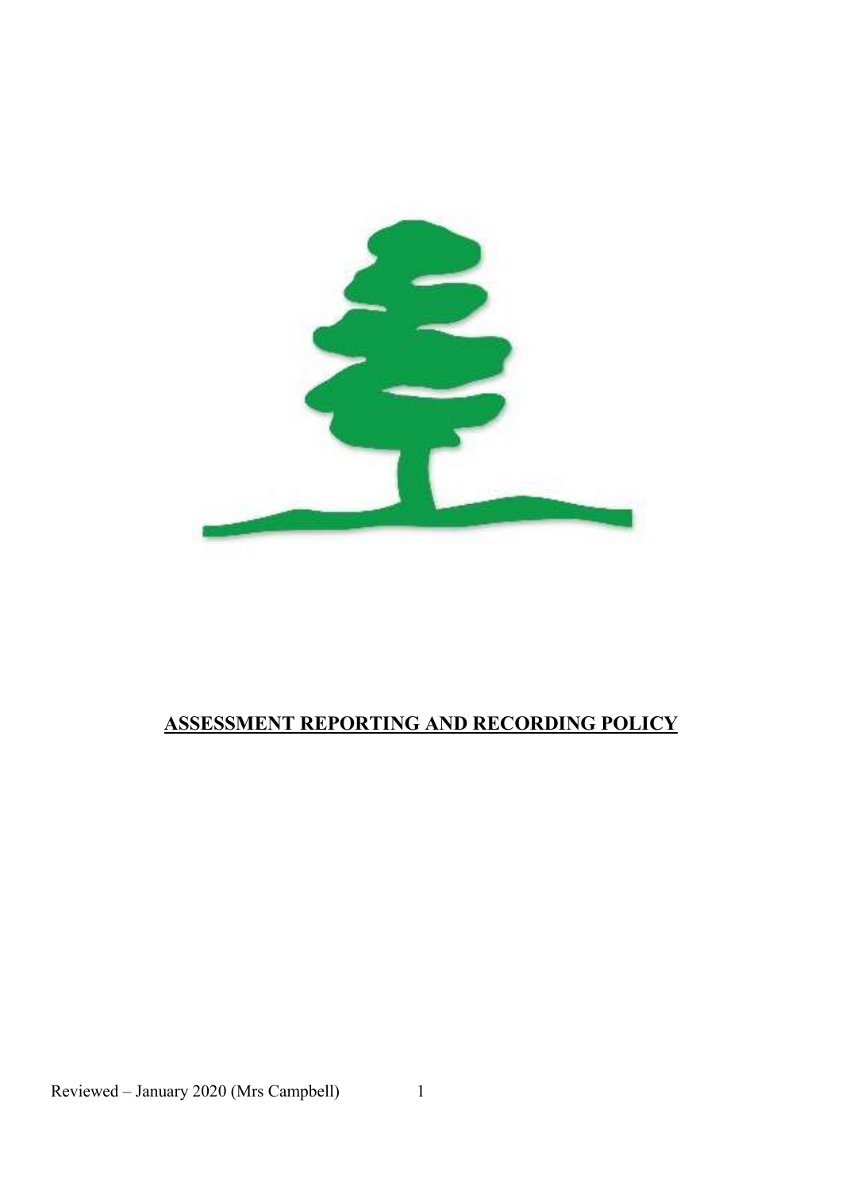# **ASSESSMENT REPORTING AND RECORDING POLICY**

Reviewed – January 2020 (Mrs Campbell)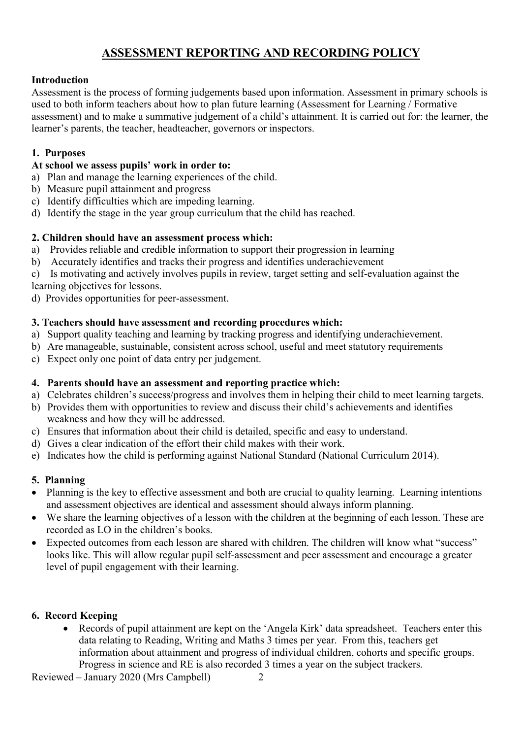# ASSESSMENT REPORTING AND RECORDING POLICY

**Introduction**

Assessment is the process of forming judgements based upon information. Assessment in primary schools is used to both inform teachers about how to plan future learning (Assessment for Learning / Formative assessment) and to make a summative judgement of a child's attainment. It is carried out for: the learner, the learner's parents, the teacher, headteacher, governors or inspectors.

## 1. Purposes

**At school we assess pupils' work in order to:**

a) Plan and manage the learning experiences of the child.
b) Measure pupil attainment and progress
c) Identify difficulties which are impeding learning.
d) Identify the stage in the year group curriculum that the child has reached.

## 2. Children should have an assessment process which:

a) Provides reliable and credible information to support their progression in learning
b) Accurately identifies and tracks their progress and identifies underachievement
c) Is motivating and actively involves pupils in review, target setting and self-evaluation against the learning objectives for lessons.
d) Provides opportunities for peer-assessment.

## 3. Teachers should have assessment and recording procedures which:

a) Support quality teaching and learning by tracking progress and identifying underachievement.
b) Are manageable, sustainable, consistent across school, useful and meet statutory requirements
c) Expect only one point of data entry per judgement.

## 4. Parents should have an assessment and reporting practice which:

a) Celebrates children's success/progress and involves them in helping their child to meet learning targets.
b) Provides them with opportunities to review and discuss their child's achievements and identifies weakness and how they will be addressed.
c) Ensures that information about their child is detailed, specific and easy to understand.
d) Gives a clear indication of the effort their child makes with their work.
e) Indicates how the child is performing against National Standard (National Curriculum 2014).

## 5. Planning

- Planning is the key to effective assessment and both are crucial to quality learning. Learning intentions and assessment objectives are identical and assessment should always inform planning.
- We share the learning objectives of a lesson with the children at the beginning of each lesson. These are recorded as LO in the children's books.
- Expected outcomes from each lesson are shared with children. The children will know what "success" looks like. This will allow regular pupil self-assessment and peer assessment and encourage a greater level of pupil engagement with their learning.

## 6. Record Keeping

- Records of pupil attainment are kept on the 'Angela Kirk' data spreadsheet. Teachers enter this data relating to Reading, Writing and Maths 3 times per year. From this, teachers get information about attainment and progress of individual children, cohorts and specific groups. Progress in science and RE is also recorded 3 times a year on the subject trackers.

Reviewed – January 2020 (Mrs Campbell)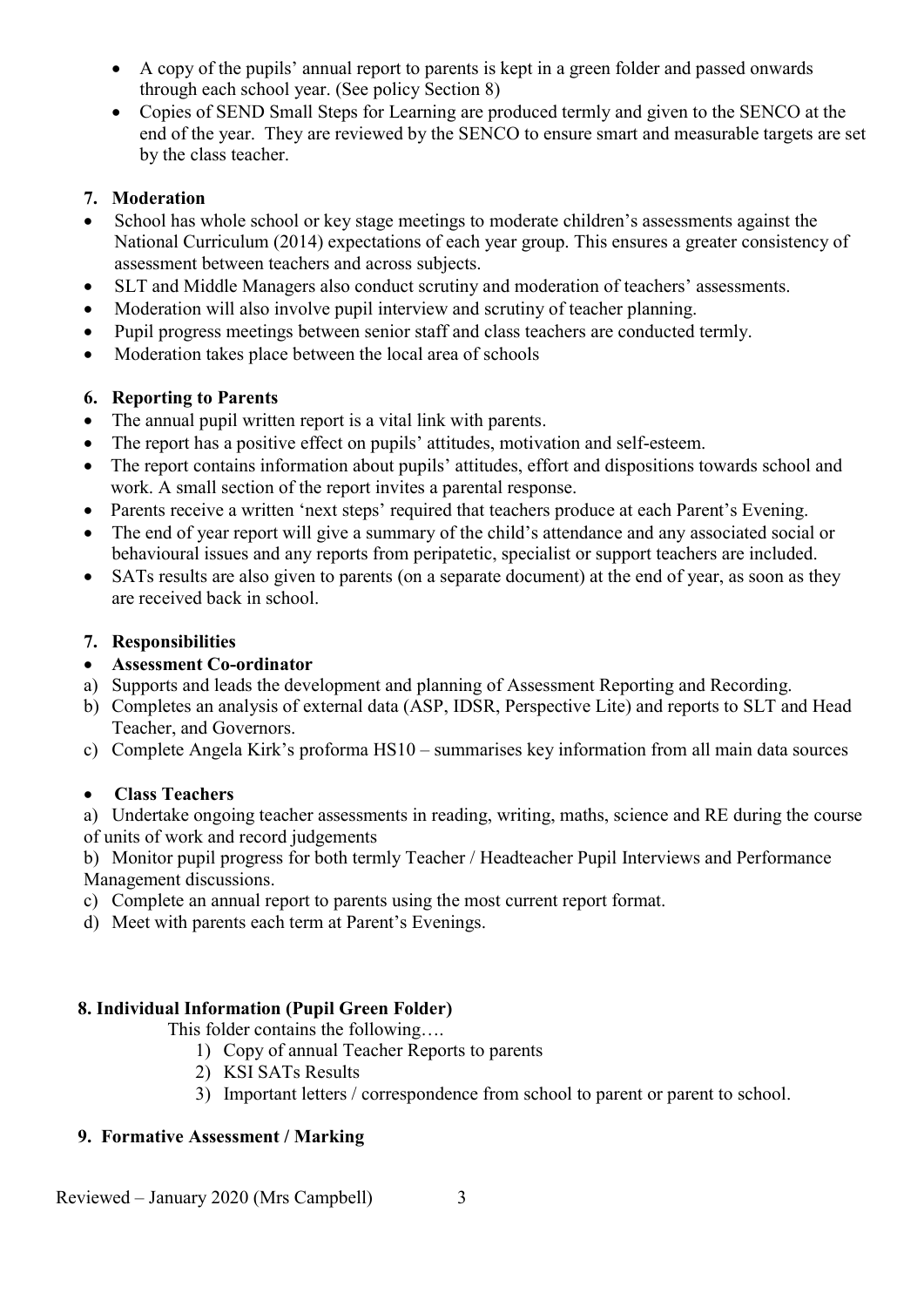- A copy of the pupils' annual report to parents is kept in a green folder and passed onwards through each school year. (See policy Section 8)
- Copies of SEND Small Steps for Learning are produced termly and given to the SENCO at the end of the year. They are reviewed by the SENCO to ensure smart and measurable targets are set by the class teacher.

## 7. Moderation

- School has whole school or key stage meetings to moderate children's assessments against the National Curriculum (2014) expectations of each year group. This ensures a greater consistency of assessment between teachers and across subjects.
- SLT and Middle Managers also conduct scrutiny and moderation of teachers' assessments.
- Moderation will also involve pupil interview and scrutiny of teacher planning.
- Pupil progress meetings between senior staff and class teachers are conducted termly.
- Moderation takes place between the local area of schools

## 6. Reporting to Parents

- The annual pupil written report is a vital link with parents.
- The report has a positive effect on pupils' attitudes, motivation and self-esteem.
- The report contains information about pupils' attitudes, effort and dispositions towards school and work. A small section of the report invites a parental response.
- Parents receive a written 'next steps' required that teachers produce at each Parent's Evening.
- The end of year report will give a summary of the child's attendance and any associated social or behavioural issues and any reports from peripatetic, specialist or support teachers are included.
- SATs results are also given to parents (on a separate document) at the end of year, as soon as they are received back in school.

## 7. Responsibilities

- **Assessment Co-ordinator**

a) Supports and leads the development and planning of Assessment Reporting and Recording.
b) Completes an analysis of external data (ASP, IDSR, Perspective Lite) and reports to SLT and Head Teacher, and Governors.
c) Complete Angela Kirk's proforma HS10 – summarises key information from all main data sources

- **Class Teachers**

a) Undertake ongoing teacher assessments in reading, writing, maths, science and RE during the course of units of work and record judgements
b) Monitor pupil progress for both termly Teacher / Headteacher Pupil Interviews and Performance Management discussions.
c) Complete an annual report to parents using the most current report format.
d) Meet with parents each term at Parent's Evenings.

## 8. Individual Information (Pupil Green Folder)

This folder contains the following….

1) Copy of annual Teacher Reports to parents
2) KSI SATs Results
3) Important letters / correspondence from school to parent or parent to school.

## 9. Formative Assessment / Marking

Reviewed – January 2020 (Mrs Campbell)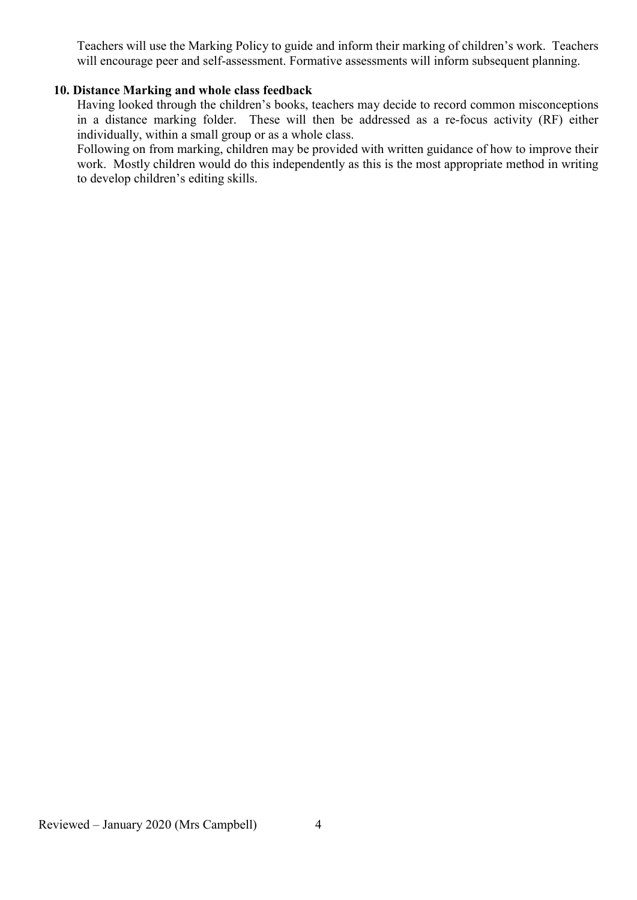Teachers will use the Marking Policy to guide and inform their marking of children's work. Teachers will encourage peer and self-assessment. Formative assessments will inform subsequent planning.

**10. Distance Marking and whole class feedback**

Having looked through the children's books, teachers may decide to record common misconceptions in a distance marking folder. These will then be addressed as a re-focus activity (RF) either individually, within a small group or as a whole class.

Following on from marking, children may be provided with written guidance of how to improve their work. Mostly children would do this independently as this is the most appropriate method in writing to develop children's editing skills.

Reviewed – January 2020 (Mrs Campbell)